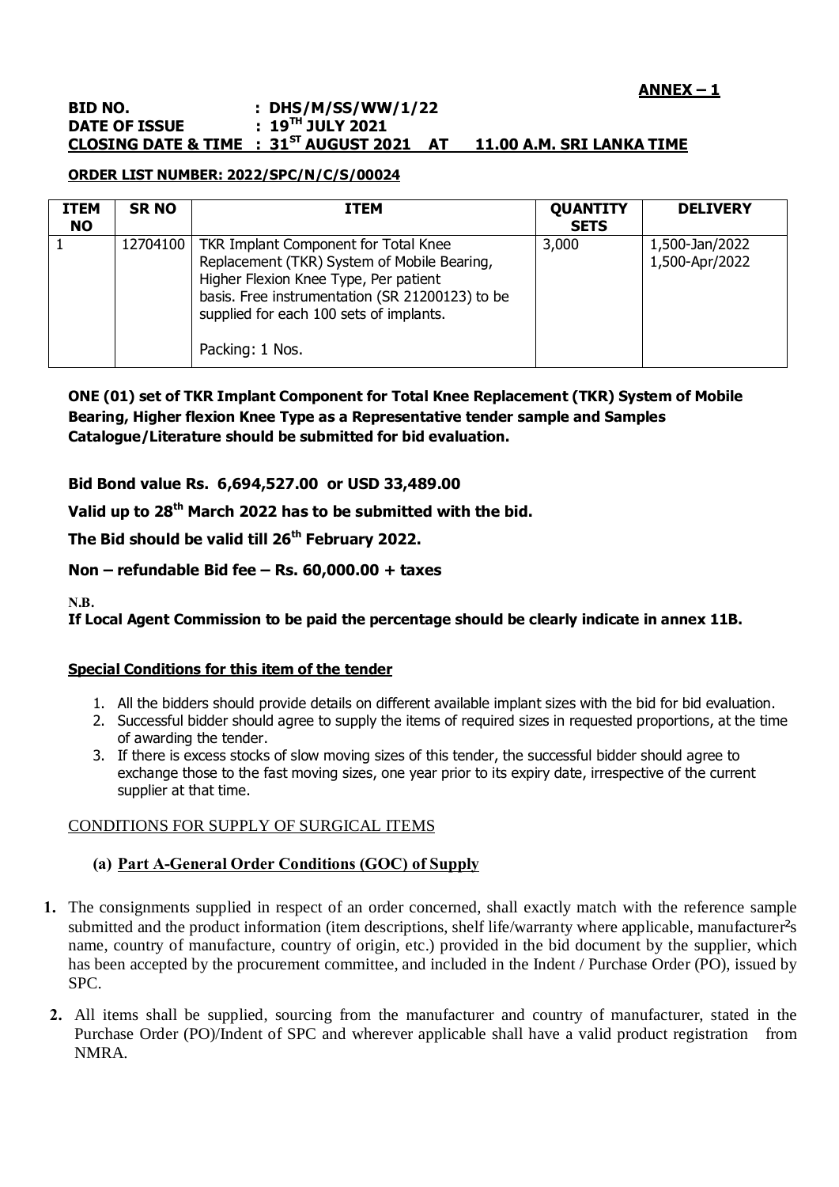**ANNEX – 1**

**BID NO. : DHS/M/SS/WW/1/22**
**DATE OF ISSUE : 19TH JULY 2021**
**CLOSING DATE & TIME : 31ST AUGUST 2021 AT 11.00 A.M. SRI LANKA TIME**

**ORDER LIST NUMBER: 2022/SPC/N/C/S/00024**

| ITEM NO | SR NO | ITEM | QUANTITY SETS | DELIVERY |
|---|---|---|---|---|
| 1 | 12704100 | TKR Implant Component for Total Knee Replacement (TKR) System of Mobile Bearing, Higher Flexion Knee Type, Per patient basis. Free instrumentation (SR 21200123) to be supplied for each 100 sets of implants.<br><br>Packing: 1 Nos. | 3,000 | 1,500-Jan/2022<br>1,500-Apr/2022 |

**ONE (01) set of TKR Implant Component for Total Knee Replacement (TKR) System of Mobile Bearing, Higher flexion Knee Type as a Representative tender sample and Samples Catalogue/Literature should be submitted for bid evaluation.**

**Bid Bond value Rs. 6,694,527.00 or USD 33,489.00**

**Valid up to 28th March 2022 has to be submitted with the bid.**

**The Bid should be valid till 26th February 2022.**

**Non – refundable Bid fee – Rs. 60,000.00 + taxes**

**N.B.**
**If Local Agent Commission to be paid the percentage should be clearly indicate in annex 11B.**

**Special Conditions for this item of the tender**

1. All the bidders should provide details on different available implant sizes with the bid for bid evaluation.
2. Successful bidder should agree to supply the items of required sizes in requested proportions, at the time of awarding the tender.
3. If there is excess stocks of slow moving sizes of this tender, the successful bidder should agree to exchange those to the fast moving sizes, one year prior to its expiry date, irrespective of the current supplier at that time.

CONDITIONS FOR SUPPLY OF SURGICAL ITEMS

**(a) Part A-General Order Conditions (GOC) of Supply**

1. The consignments supplied in respect of an order concerned, shall exactly match with the reference sample submitted and the product information (item descriptions, shelf life/warranty where applicable, manufacturer's name, country of manufacture, country of origin, etc.) provided in the bid document by the supplier, which has been accepted by the procurement committee, and included in the Indent / Purchase Order (PO), issued by SPC.
2. All items shall be supplied, sourcing from the manufacturer and country of manufacturer, stated in the Purchase Order (PO)/Indent of SPC and wherever applicable shall have a valid product registration from NMRA.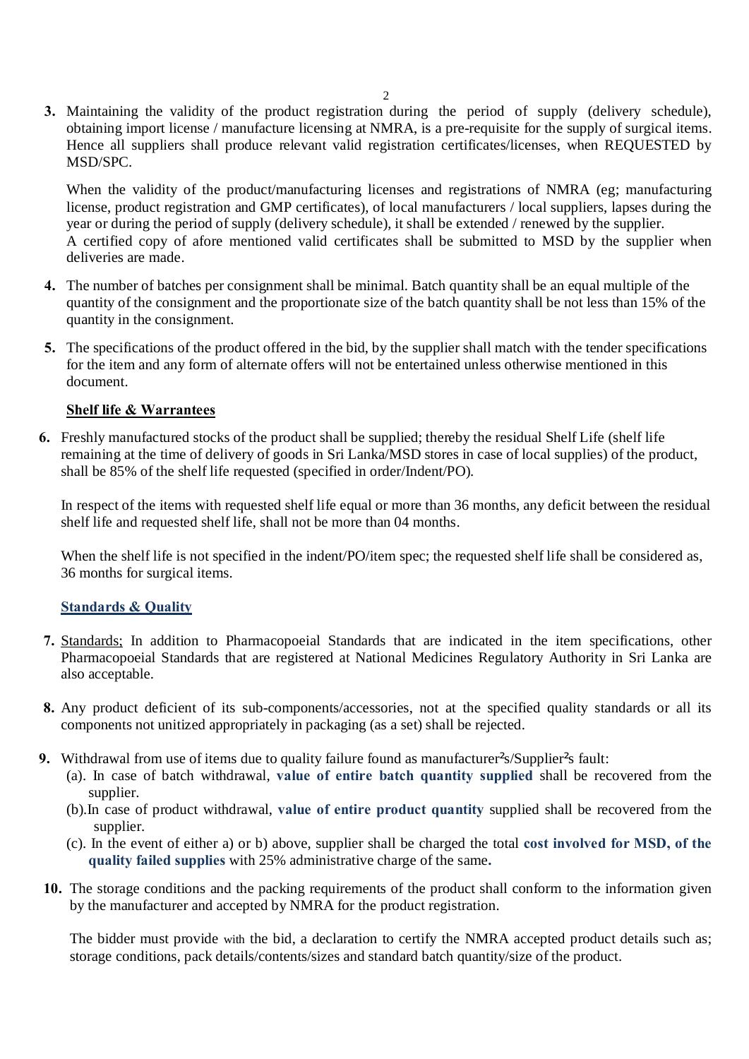3. Maintaining the validity of the product registration during the period of supply (delivery schedule), obtaining import license / manufacture licensing at NMRA, is a pre-requisite for the supply of surgical items. Hence all suppliers shall produce relevant valid registration certificates/licenses, when REQUESTED by MSD/SPC.

   When the validity of the product/manufacturing licenses and registrations of NMRA (eg; manufacturing license, product registration and GMP certificates), of local manufacturers / local suppliers, lapses during the year or during the period of supply (delivery schedule), it shall be extended / renewed by the supplier. A certified copy of afore mentioned valid certificates shall be submitted to MSD by the supplier when deliveries are made.

4. The number of batches per consignment shall be minimal. Batch quantity shall be an equal multiple of the quantity of the consignment and the proportionate size of the batch quantity shall be not less than 15% of the quantity in the consignment.

5. The specifications of the product offered in the bid, by the supplier shall match with the tender specifications for the item and any form of alternate offers will not be entertained unless otherwise mentioned in this document.

**Shelf life & Warrantees**

6. Freshly manufactured stocks of the product shall be supplied; thereby the residual Shelf Life (shelf life remaining at the time of delivery of goods in Sri Lanka/MSD stores in case of local supplies) of the product, shall be 85% of the shelf life requested (specified in order/Indent/PO).

   In respect of the items with requested shelf life equal or more than 36 months, any deficit between the residual shelf life and requested shelf life, shall not be more than 04 months.

   When the shelf life is not specified in the indent/PO/item spec; the requested shelf life shall be considered as, 36 months for surgical items.

**Standards & Quality**

7. Standards; In addition to Pharmacopoeial Standards that are indicated in the item specifications, other Pharmacopoeial Standards that are registered at National Medicines Regulatory Authority in Sri Lanka are also acceptable.

8. Any product deficient of its sub-components/accessories, not at the specified quality standards or all its components not unitized appropriately in packaging (as a set) shall be rejected.

9. Withdrawal from use of items due to quality failure found as manufacturer²s/Supplier²s fault:
   (a). In case of batch withdrawal, **value of entire batch quantity supplied** shall be recovered from the supplier.
   (b). In case of product withdrawal, **value of entire product quantity** supplied shall be recovered from the supplier.
   (c). In the event of either a) or b) above, supplier shall be charged the total **cost involved for MSD, of the quality failed supplies** with 25% administrative charge of the same.

10. The storage conditions and the packing requirements of the product shall conform to the information given by the manufacturer and accepted by NMRA for the product registration.

    The bidder must provide with the bid, a declaration to certify the NMRA accepted product details such as; storage conditions, pack details/contents/sizes and standard batch quantity/size of the product.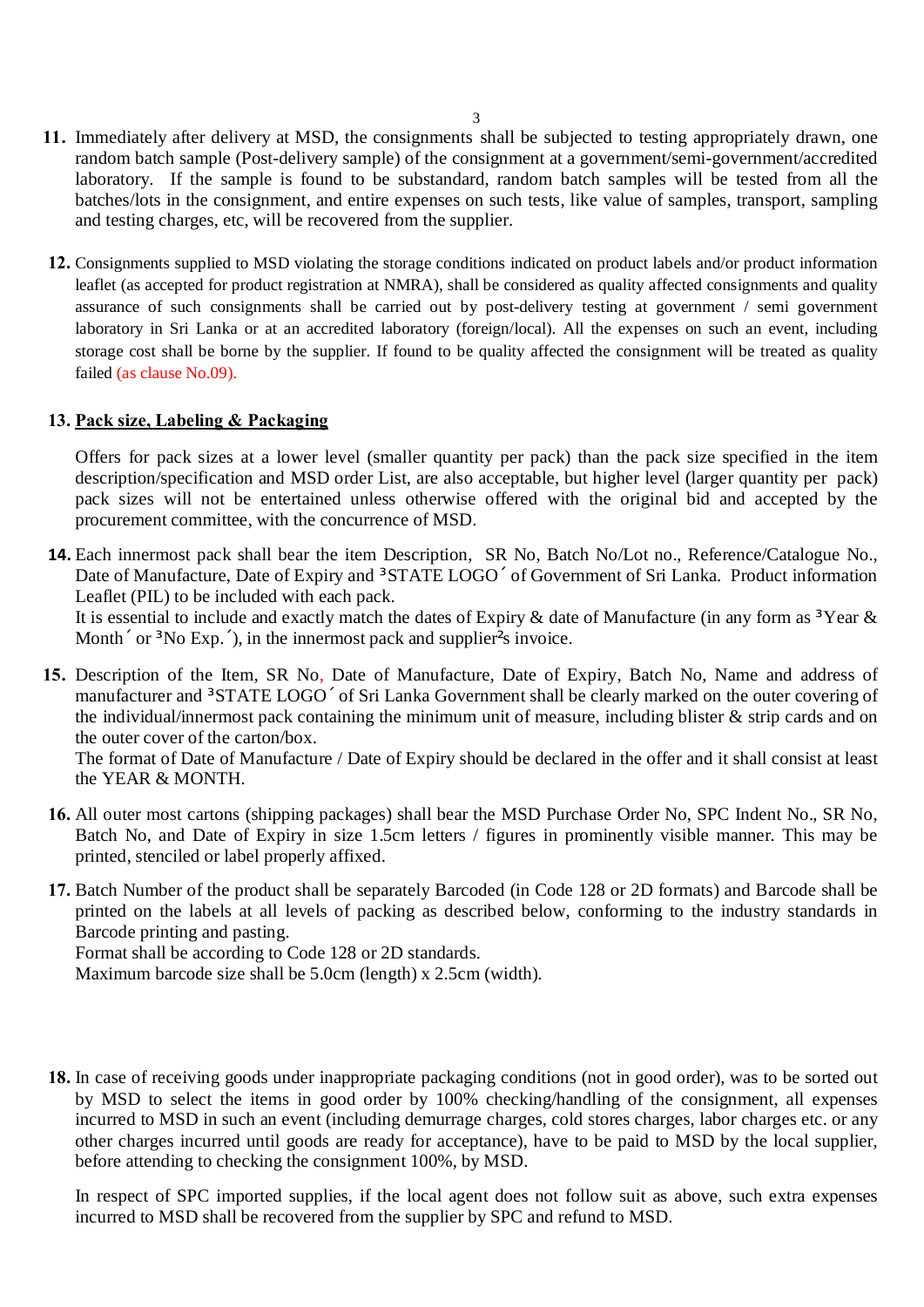11. Immediately after delivery at MSD, the consignments shall be subjected to testing appropriately drawn, one random batch sample (Post-delivery sample) of the consignment at a government/semi-government/accredited laboratory. If the sample is found to be substandard, random batch samples will be tested from all the batches/lots in the consignment, and entire expenses on such tests, like value of samples, transport, sampling and testing charges, etc, will be recovered from the supplier.

12. Consignments supplied to MSD violating the storage conditions indicated on product labels and/or product information leaflet (as accepted for product registration at NMRA), shall be considered as quality affected consignments and quality assurance of such consignments shall be carried out by post-delivery testing at government / semi government laboratory in Sri Lanka or at an accredited laboratory (foreign/local). All the expenses on such an event, including storage cost shall be borne by the supplier. If found to be quality affected the consignment will be treated as quality failed (as clause No.09).

13. **Pack size, Labeling & Packaging**

    Offers for pack sizes at a lower level (smaller quantity per pack) than the pack size specified in the item description/specification and MSD order List, are also acceptable, but higher level (larger quantity per pack) pack sizes will not be entertained unless otherwise offered with the original bid and accepted by the procurement committee, with the concurrence of MSD.

14. Each innermost pack shall bear the item Description, SR No, Batch No/Lot no., Reference/Catalogue No., Date of Manufacture, Date of Expiry and ³STATE LOGO´ of Government of Sri Lanka. Product information Leaflet (PIL) to be included with each pack.
    It is essential to include and exactly match the dates of Expiry & date of Manufacture (in any form as ³Year & Month´ or ³No Exp.´), in the innermost pack and supplier²s invoice.

15. Description of the Item, SR No, Date of Manufacture, Date of Expiry, Batch No, Name and address of manufacturer and ³STATE LOGO´ of Sri Lanka Government shall be clearly marked on the outer covering of the individual/innermost pack containing the minimum unit of measure, including blister & strip cards and on the outer cover of the carton/box.
    The format of Date of Manufacture / Date of Expiry should be declared in the offer and it shall consist at least the YEAR & MONTH.

16. All outer most cartons (shipping packages) shall bear the MSD Purchase Order No, SPC Indent No., SR No, Batch No, and Date of Expiry in size 1.5cm letters / figures in prominently visible manner. This may be printed, stenciled or label properly affixed.

17. Batch Number of the product shall be separately Barcoded (in Code 128 or 2D formats) and Barcode shall be printed on the labels at all levels of packing as described below, conforming to the industry standards in Barcode printing and pasting.
    Format shall be according to Code 128 or 2D standards.
    Maximum barcode size shall be 5.0cm (length) x 2.5cm (width).

18. In case of receiving goods under inappropriate packaging conditions (not in good order), was to be sorted out by MSD to select the items in good order by 100% checking/handling of the consignment, all expenses incurred to MSD in such an event (including demurrage charges, cold stores charges, labor charges etc. or any other charges incurred until goods are ready for acceptance), have to be paid to MSD by the local supplier, before attending to checking the consignment 100%, by MSD.

    In respect of SPC imported supplies, if the local agent does not follow suit as above, such extra expenses incurred to MSD shall be recovered from the supplier by SPC and refund to MSD.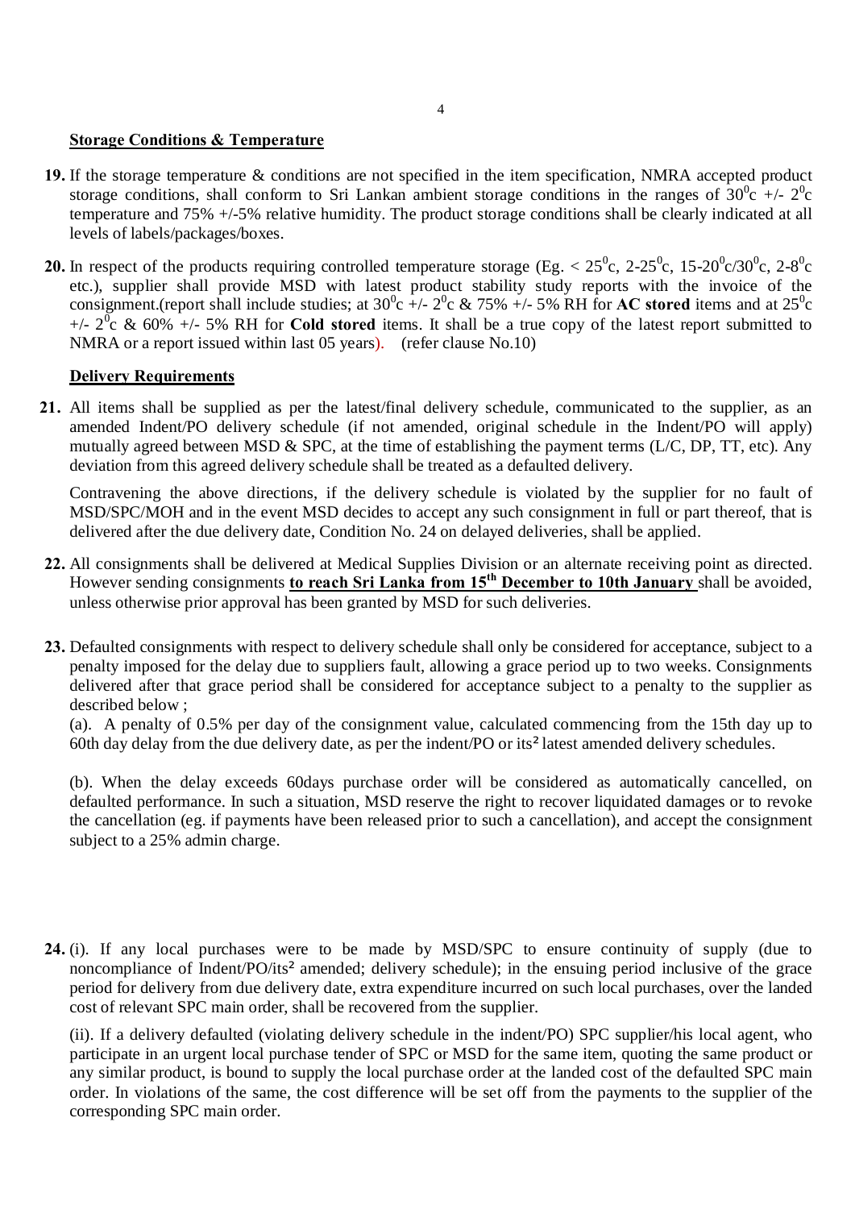**Storage Conditions & Temperature**

**19.** If the storage temperature & conditions are not specified in the item specification, NMRA accepted product storage conditions, shall conform to Sri Lankan ambient storage conditions in the ranges of $30^0$c +/- $2^0$c temperature and 75% +/-5% relative humidity. The product storage conditions shall be clearly indicated at all levels of labels/packages/boxes.

**20.** In respect of the products requiring controlled temperature storage (Eg. < $25^0$c, 2-$25^0$c, 15-$20^0$c/$30^0$c, 2-$8^0$c etc.), supplier shall provide MSD with latest product stability study reports with the invoice of the consignment.(report shall include studies; at $30^0$c +/- $2^0$c & 75% +/- 5% RH for **AC stored** items and at $25^0$c +/- $2^0$c & 60% +/- 5% RH for **Cold stored** items. It shall be a true copy of the latest report submitted to NMRA or a report issued within last 05 years). (refer clause No.10)

**Delivery Requirements**

**21.** All items shall be supplied as per the latest/final delivery schedule, communicated to the supplier, as an amended Indent/PO delivery schedule (if not amended, original schedule in the Indent/PO will apply) mutually agreed between MSD & SPC, at the time of establishing the payment terms (L/C, DP, TT, etc). Any deviation from this agreed delivery schedule shall be treated as a defaulted delivery.

Contravening the above directions, if the delivery schedule is violated by the supplier for no fault of MSD/SPC/MOH and in the event MSD decides to accept any such consignment in full or part thereof, that is delivered after the due delivery date, Condition No. 24 on delayed deliveries, shall be applied.

**22.** All consignments shall be delivered at Medical Supplies Division or an alternate receiving point as directed. However sending consignments **to reach Sri Lanka from 15th December to 10th January** shall be avoided, unless otherwise prior approval has been granted by MSD for such deliveries.

**23.** Defaulted consignments with respect to delivery schedule shall only be considered for acceptance, subject to a penalty imposed for the delay due to suppliers fault, allowing a grace period up to two weeks. Consignments delivered after that grace period shall be considered for acceptance subject to a penalty to the supplier as described below ;

(a). A penalty of 0.5% per day of the consignment value, calculated commencing from the 15th day up to 60th day delay from the due delivery date, as per the indent/PO or its² latest amended delivery schedules.

(b). When the delay exceeds 60days purchase order will be considered as automatically cancelled, on defaulted performance. In such a situation, MSD reserve the right to recover liquidated damages or to revoke the cancellation (eg. if payments have been released prior to such a cancellation), and accept the consignment subject to a 25% admin charge.

**24.** (i). If any local purchases were to be made by MSD/SPC to ensure continuity of supply (due to noncompliance of Indent/PO/its² amended; delivery schedule); in the ensuing period inclusive of the grace period for delivery from due delivery date, extra expenditure incurred on such local purchases, over the landed cost of relevant SPC main order, shall be recovered from the supplier.

(ii). If a delivery defaulted (violating delivery schedule in the indent/PO) SPC supplier/his local agent, who participate in an urgent local purchase tender of SPC or MSD for the same item, quoting the same product or any similar product, is bound to supply the local purchase order at the landed cost of the defaulted SPC main order. In violations of the same, the cost difference will be set off from the payments to the supplier of the corresponding SPC main order.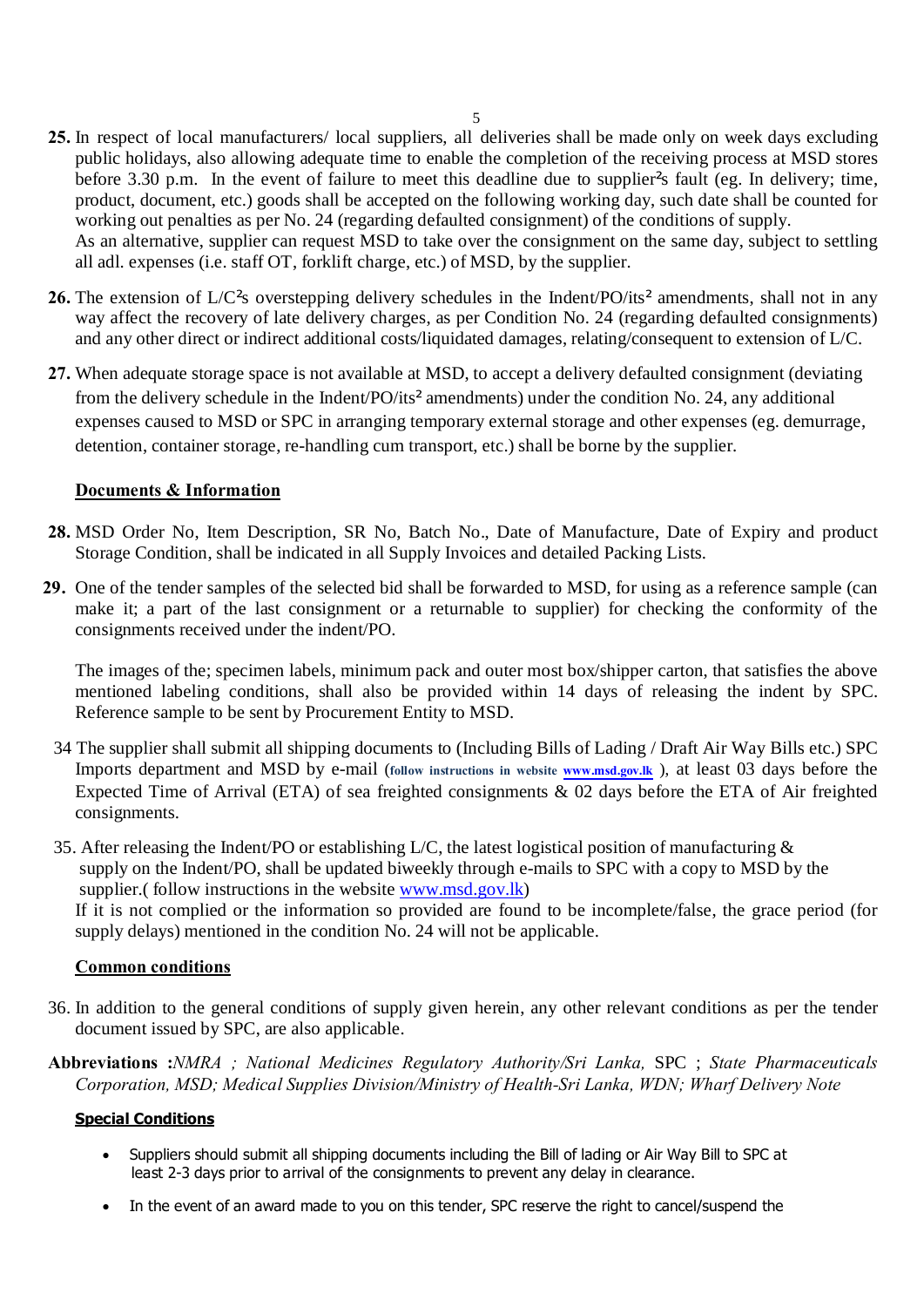**25.** In respect of local manufacturers/ local suppliers, all deliveries shall be made only on week days excluding public holidays, also allowing adequate time to enable the completion of the receiving process at MSD stores before 3.30 p.m. In the event of failure to meet this deadline due to supplier²s fault (eg. In delivery; time, product, document, etc.) goods shall be accepted on the following working day, such date shall be counted for working out penalties as per No. 24 (regarding defaulted consignment) of the conditions of supply.
As an alternative, supplier can request MSD to take over the consignment on the same day, subject to settling all adl. expenses (i.e. staff OT, forklift charge, etc.) of MSD, by the supplier.

**26.** The extension of L/C²s overstepping delivery schedules in the Indent/PO/its² amendments, shall not in any way affect the recovery of late delivery charges, as per Condition No. 24 (regarding defaulted consignments) and any other direct or indirect additional costs/liquidated damages, relating/consequent to extension of L/C.

**27.** When adequate storage space is not available at MSD, to accept a delivery defaulted consignment (deviating from the delivery schedule in the Indent/PO/its² amendments) under the condition No. 24, any additional expenses caused to MSD or SPC in arranging temporary external storage and other expenses (eg. demurrage, detention, container storage, re-handling cum transport, etc.) shall be borne by the supplier.

**Documents & Information**

**28.** MSD Order No, Item Description, SR No, Batch No., Date of Manufacture, Date of Expiry and product Storage Condition, shall be indicated in all Supply Invoices and detailed Packing Lists.

**29.** One of the tender samples of the selected bid shall be forwarded to MSD, for using as a reference sample (can make it; a part of the last consignment or a returnable to supplier) for checking the conformity of the consignments received under the indent/PO.

The images of the; specimen labels, minimum pack and outer most box/shipper carton, that satisfies the above mentioned labeling conditions, shall also be provided within 14 days of releasing the indent by SPC. Reference sample to be sent by Procurement Entity to MSD.

34 The supplier shall submit all shipping documents to (Including Bills of Lading / Draft Air Way Bills etc.) SPC Imports department and MSD by e-mail (follow instructions in website www.msd.gov.lk ), at least 03 days before the Expected Time of Arrival (ETA) of sea freighted consignments & 02 days before the ETA of Air freighted consignments.

35. After releasing the Indent/PO or establishing L/C, the latest logistical position of manufacturing & supply on the Indent/PO, shall be updated biweekly through e-mails to SPC with a copy to MSD by the supplier.( follow instructions in the website www.msd.gov.lk)
If it is not complied or the information so provided are found to be incomplete/false, the grace period (for supply delays) mentioned in the condition No. 24 will not be applicable.

**Common conditions**

36. In addition to the general conditions of supply given herein, any other relevant conditions as per the tender document issued by SPC, are also applicable.

**Abbreviations :***NMRA ; National Medicines Regulatory Authority/Sri Lanka,* SPC ; *State Pharmaceuticals Corporation, MSD; Medical Supplies Division/Ministry of Health-Sri Lanka, WDN; Wharf Delivery Note*

**Special Conditions**

- Suppliers should submit all shipping documents including the Bill of lading or Air Way Bill to SPC at least 2-3 days prior to arrival of the consignments to prevent any delay in clearance.
- In the event of an award made to you on this tender, SPC reserve the right to cancel/suspend the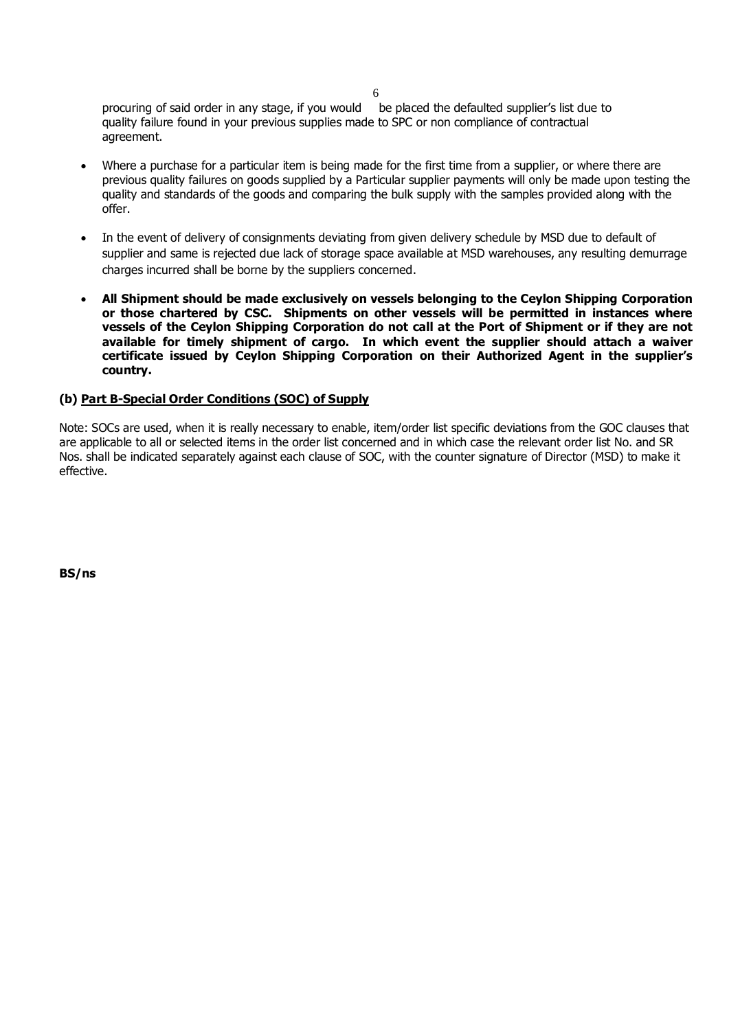procuring of said order in any stage, if you would be placed the defaulted supplier's list due to quality failure found in your previous supplies made to SPC or non compliance of contractual agreement.

- Where a purchase for a particular item is being made for the first time from a supplier, or where there are previous quality failures on goods supplied by a Particular supplier payments will only be made upon testing the quality and standards of the goods and comparing the bulk supply with the samples provided along with the offer.
- In the event of delivery of consignments deviating from given delivery schedule by MSD due to default of supplier and same is rejected due lack of storage space available at MSD warehouses, any resulting demurrage charges incurred shall be borne by the suppliers concerned.
- **All Shipment should be made exclusively on vessels belonging to the Ceylon Shipping Corporation or those chartered by CSC. Shipments on other vessels will be permitted in instances where vessels of the Ceylon Shipping Corporation do not call at the Port of Shipment or if they are not available for timely shipment of cargo. In which event the supplier should attach a waiver certificate issued by Ceylon Shipping Corporation on their Authorized Agent in the supplier's country.**

**(b) Part B-Special Order Conditions (SOC) of Supply**

Note: SOCs are used, when it is really necessary to enable, item/order list specific deviations from the GOC clauses that are applicable to all or selected items in the order list concerned and in which case the relevant order list No. and SR Nos. shall be indicated separately against each clause of SOC, with the counter signature of Director (MSD) to make it effective.

**BS/ns**